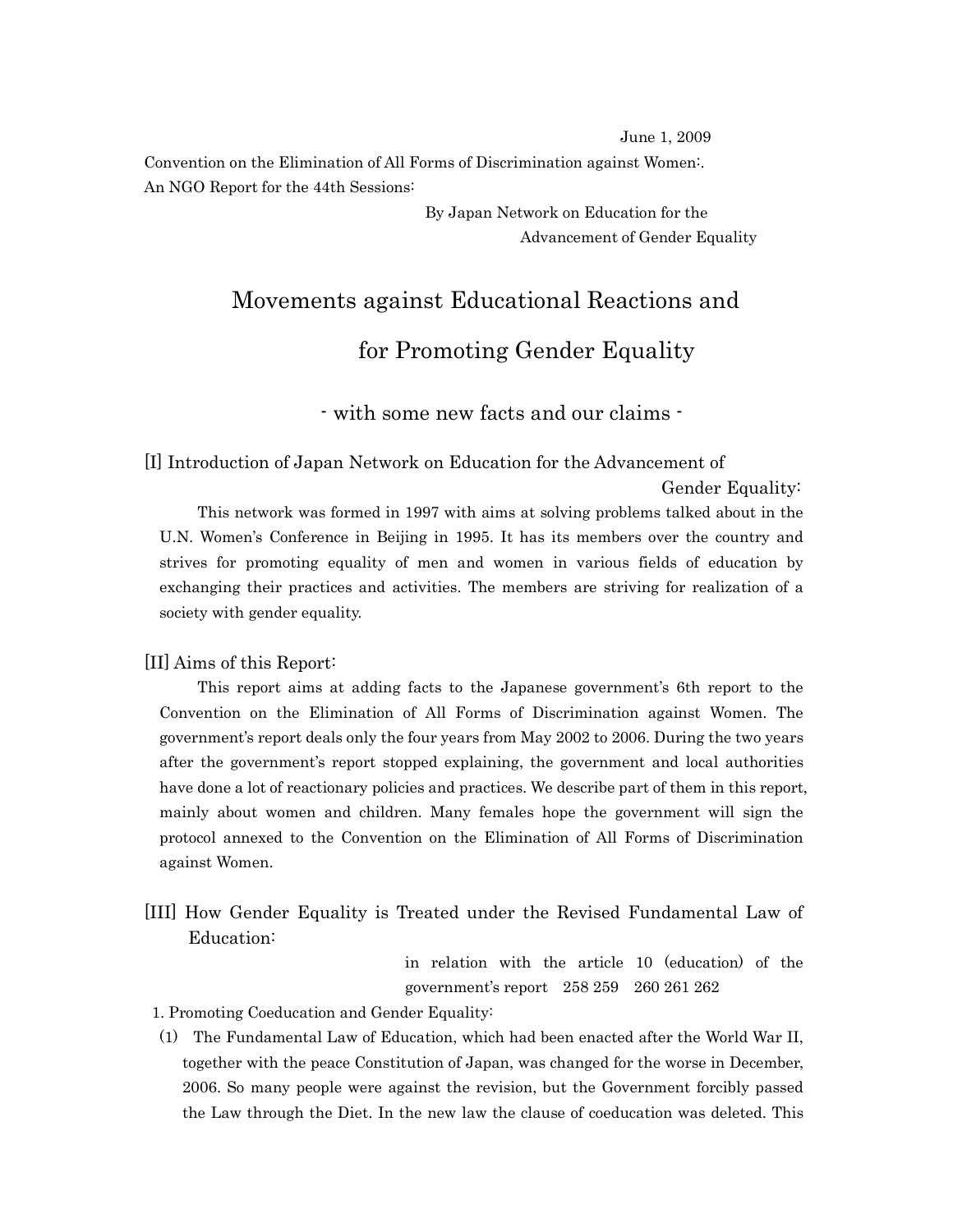June 1, 2009

Convention on the Elimination of All Forms of Discrimination against Women:.
An NGO Report for the 44th Sessions:

By Japan Network on Education for the Advancement of Gender Equality

# Movements against Educational Reactions and for Promoting Gender Equality

## - with some new facts and our claims -

### [I] Introduction of Japan Network on Education for the Advancement of Gender Equality:

This network was formed in 1997 with aims at solving problems talked about in the U.N. Women's Conference in Beijing in 1995. It has its members over the country and strives for promoting equality of men and women in various fields of education by exchanging their practices and activities. The members are striving for realization of a society with gender equality.

### [II] Aims of this Report:

This report aims at adding facts to the Japanese government's 6th report to the Convention on the Elimination of All Forms of Discrimination against Women. The government's report deals only the four years from May 2002 to 2006. During the two years after the government's report stopped explaining, the government and local authorities have done a lot of reactionary policies and practices. We describe part of them in this report, mainly about women and children. Many females hope the government will sign the protocol annexed to the Convention on the Elimination of All Forms of Discrimination against Women.

### [III] How Gender Equality is Treated under the Revised Fundamental Law of Education:

in relation with the article 10 (education) of the government's report 258 259 260 261 262

1. Promoting Coeducation and Gender Equality:

(1) The Fundamental Law of Education, which had been enacted after the World War II, together with the peace Constitution of Japan, was changed for the worse in December, 2006. So many people were against the revision, but the Government forcibly passed the Law through the Diet. In the new law the clause of coeducation was deleted. This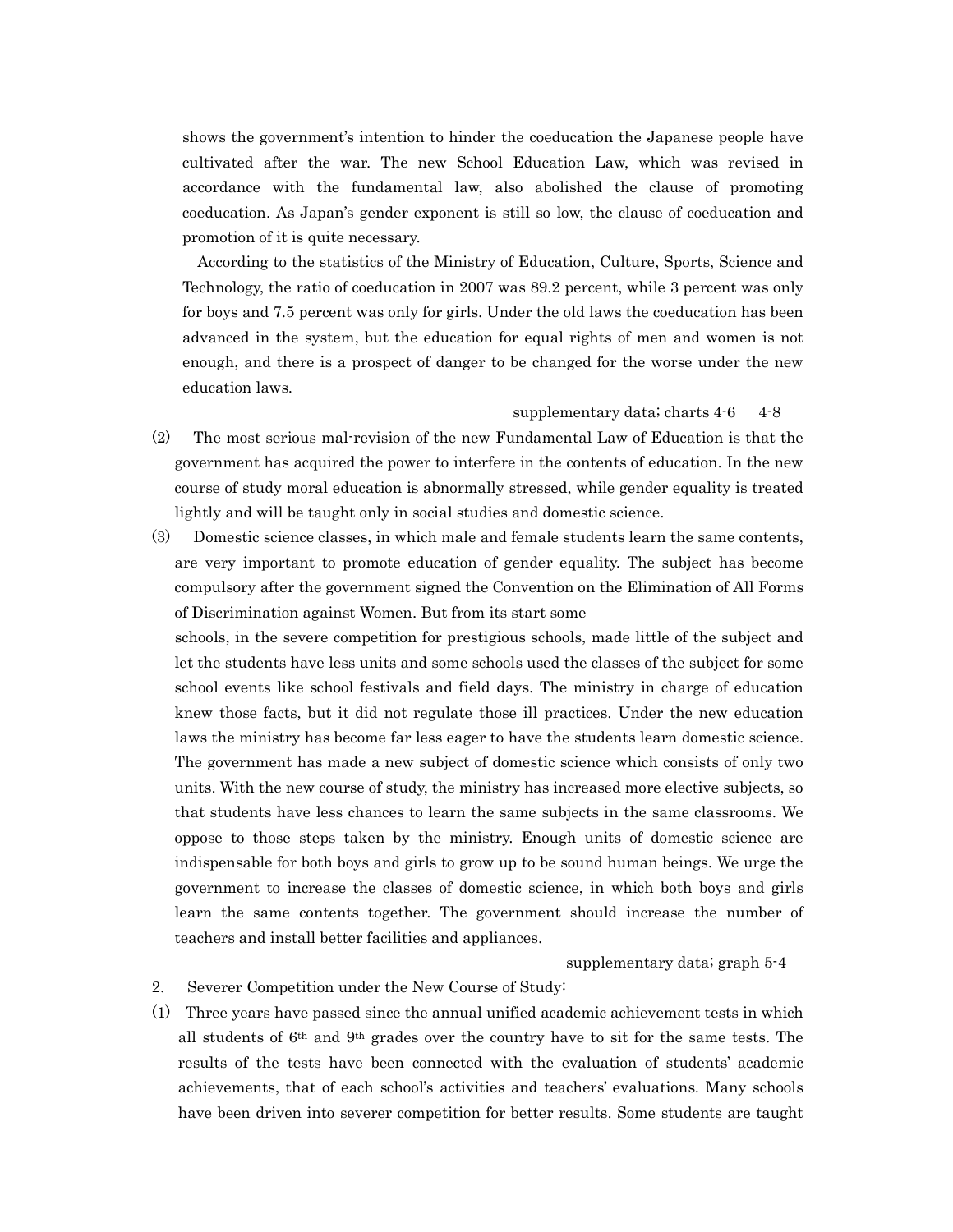shows the government's intention to hinder the coeducation the Japanese people have cultivated after the war. The new School Education Law, which was revised in accordance with the fundamental law, also abolished the clause of promoting coeducation. As Japan's gender exponent is still so low, the clause of coeducation and promotion of it is quite necessary.

According to the statistics of the Ministry of Education, Culture, Sports, Science and Technology, the ratio of coeducation in 2007 was 89.2 percent, while 3 percent was only for boys and 7.5 percent was only for girls. Under the old laws the coeducation has been advanced in the system, but the education for equal rights of men and women is not enough, and there is a prospect of danger to be changed for the worse under the new education laws.

supplementary data; charts 4-6 4-8

(2) The most serious mal-revision of the new Fundamental Law of Education is that the government has acquired the power to interfere in the contents of education. In the new course of study moral education is abnormally stressed, while gender equality is treated lightly and will be taught only in social studies and domestic science.

(3) Domestic science classes, in which male and female students learn the same contents, are very important to promote education of gender equality. The subject has become compulsory after the government signed the Convention on the Elimination of All Forms of Discrimination against Women. But from its start some schools, in the severe competition for prestigious schools, made little of the subject and let the students have less units and some schools used the classes of the subject for some school events like school festivals and field days. The ministry in charge of education knew those facts, but it did not regulate those ill practices. Under the new education laws the ministry has become far less eager to have the students learn domestic science. The government has made a new subject of domestic science which consists of only two units. With the new course of study, the ministry has increased more elective subjects, so that students have less chances to learn the same subjects in the same classrooms. We oppose to those steps taken by the ministry. Enough units of domestic science are indispensable for both boys and girls to grow up to be sound human beings. We urge the government to increase the classes of domestic science, in which both boys and girls learn the same contents together. The government should increase the number of teachers and install better facilities and appliances.

supplementary data; graph 5-4

2. Severer Competition under the New Course of Study:

(1) Three years have passed since the annual unified academic achievement tests in which all students of 6th and 9th grades over the country have to sit for the same tests. The results of the tests have been connected with the evaluation of students' academic achievements, that of each school's activities and teachers' evaluations. Many schools have been driven into severer competition for better results. Some students are taught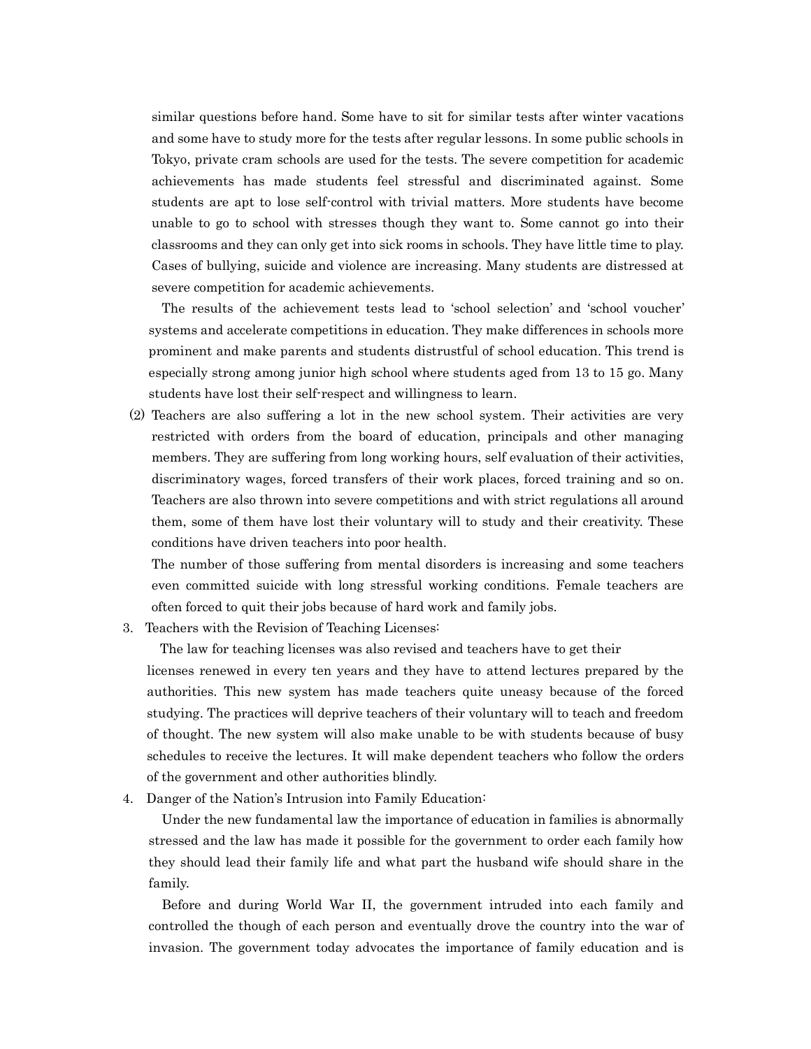similar questions before hand. Some have to sit for similar tests after winter vacations and some have to study more for the tests after regular lessons. In some public schools in Tokyo, private cram schools are used for the tests. The severe competition for academic achievements has made students feel stressful and discriminated against. Some students are apt to lose self-control with trivial matters. More students have become unable to go to school with stresses though they want to. Some cannot go into their classrooms and they can only get into sick rooms in schools. They have little time to play. Cases of bullying, suicide and violence are increasing. Many students are distressed at severe competition for academic achievements.

The results of the achievement tests lead to 'school selection' and 'school voucher' systems and accelerate competitions in education. They make differences in schools more prominent and make parents and students distrustful of school education. This trend is especially strong among junior high school where students aged from 13 to 15 go. Many students have lost their self-respect and willingness to learn.

(2) Teachers are also suffering a lot in the new school system. Their activities are very restricted with orders from the board of education, principals and other managing members. They are suffering from long working hours, self evaluation of their activities, discriminatory wages, forced transfers of their work places, forced training and so on. Teachers are also thrown into severe competitions and with strict regulations all around them, some of them have lost their voluntary will to study and their creativity. These conditions have driven teachers into poor health.

The number of those suffering from mental disorders is increasing and some teachers even committed suicide with long stressful working conditions. Female teachers are often forced to quit their jobs because of hard work and family jobs.

3. Teachers with the Revision of Teaching Licenses:

The law for teaching licenses was also revised and teachers have to get their licenses renewed in every ten years and they have to attend lectures prepared by the authorities. This new system has made teachers quite uneasy because of the forced studying. The practices will deprive teachers of their voluntary will to teach and freedom of thought. The new system will also make unable to be with students because of busy schedules to receive the lectures. It will make dependent teachers who follow the orders of the government and other authorities blindly.

4. Danger of the Nation's Intrusion into Family Education:

Under the new fundamental law the importance of education in families is abnormally stressed and the law has made it possible for the government to order each family how they should lead their family life and what part the husband wife should share in the family.

Before and during World War II, the government intruded into each family and controlled the though of each person and eventually drove the country into the war of invasion. The government today advocates the importance of family education and is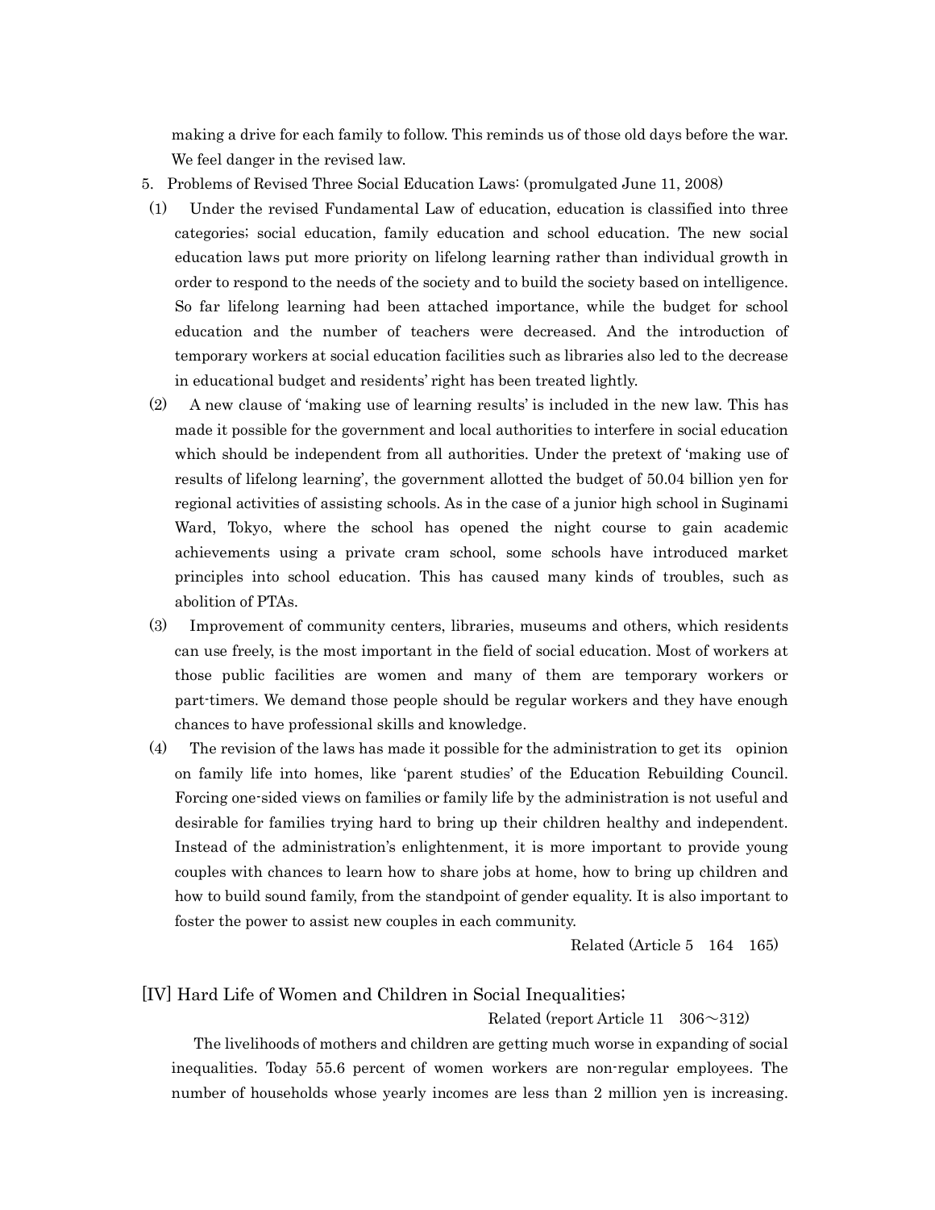making a drive for each family to follow. This reminds us of those old days before the war. We feel danger in the revised law.

5. Problems of Revised Three Social Education Laws: (promulgated June 11, 2008)

(1) Under the revised Fundamental Law of education, education is classified into three categories; social education, family education and school education. The new social education laws put more priority on lifelong learning rather than individual growth in order to respond to the needs of the society and to build the society based on intelligence. So far lifelong learning had been attached importance, while the budget for school education and the number of teachers were decreased. And the introduction of temporary workers at social education facilities such as libraries also led to the decrease in educational budget and residents' right has been treated lightly.

(2) A new clause of 'making use of learning results' is included in the new law. This has made it possible for the government and local authorities to interfere in social education which should be independent from all authorities. Under the pretext of 'making use of results of lifelong learning', the government allotted the budget of 50.04 billion yen for regional activities of assisting schools. As in the case of a junior high school in Suginami Ward, Tokyo, where the school has opened the night course to gain academic achievements using a private cram school, some schools have introduced market principles into school education. This has caused many kinds of troubles, such as abolition of PTAs.

(3) Improvement of community centers, libraries, museums and others, which residents can use freely, is the most important in the field of social education. Most of workers at those public facilities are women and many of them are temporary workers or part-timers. We demand those people should be regular workers and they have enough chances to have professional skills and knowledge.

(4) The revision of the laws has made it possible for the administration to get its opinion on family life into homes, like 'parent studies' of the Education Rebuilding Council. Forcing one-sided views on families or family life by the administration is not useful and desirable for families trying hard to bring up their children healthy and independent. Instead of the administration's enlightenment, it is more important to provide young couples with chances to learn how to share jobs at home, how to bring up children and how to build sound family, from the standpoint of gender equality. It is also important to foster the power to assist new couples in each community.

Related (Article 5 164 165)

## [IV] Hard Life of Women and Children in Social Inequalities;

Related (report Article 11 306～312)

The livelihoods of mothers and children are getting much worse in expanding of social inequalities. Today 55.6 percent of women workers are non-regular employees. The number of households whose yearly incomes are less than 2 million yen is increasing.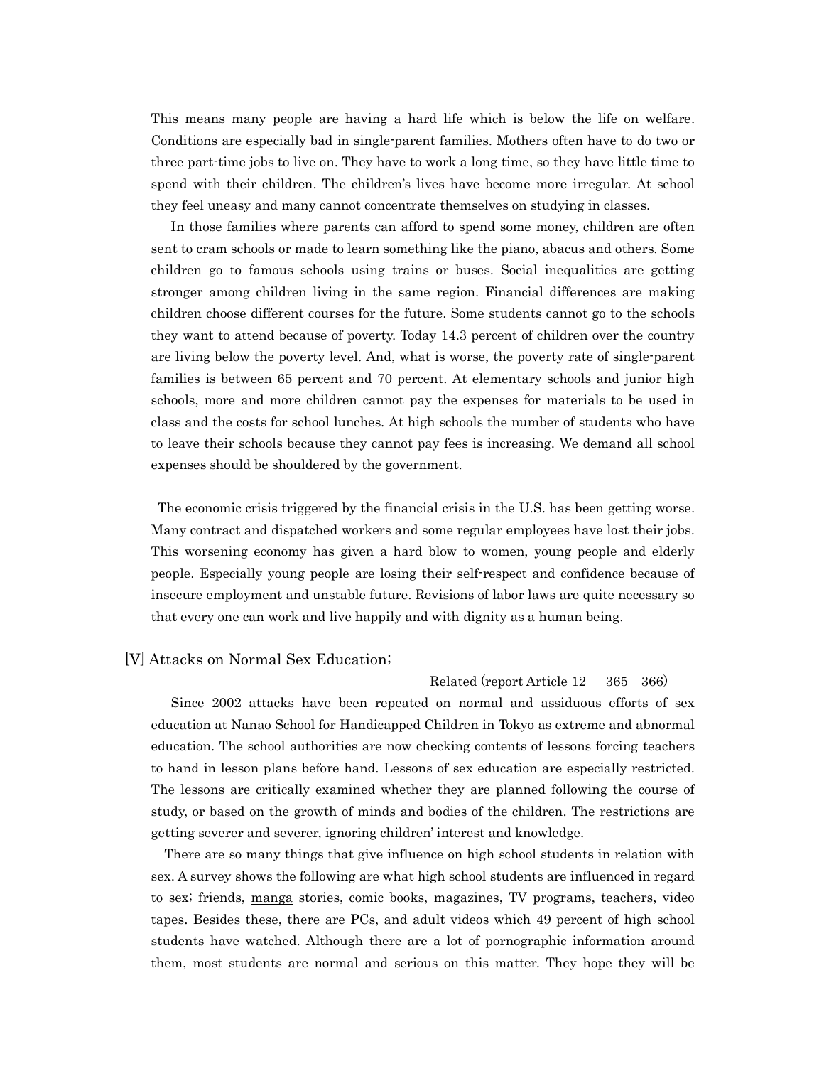This means many people are having a hard life which is below the life on welfare. Conditions are especially bad in single-parent families. Mothers often have to do two or three part-time jobs to live on. They have to work a long time, so they have little time to spend with their children. The children's lives have become more irregular. At school they feel uneasy and many cannot concentrate themselves on studying in classes.

In those families where parents can afford to spend some money, children are often sent to cram schools or made to learn something like the piano, abacus and others. Some children go to famous schools using trains or buses. Social inequalities are getting stronger among children living in the same region. Financial differences are making children choose different courses for the future. Some students cannot go to the schools they want to attend because of poverty. Today 14.3 percent of children over the country are living below the poverty level. And, what is worse, the poverty rate of single-parent families is between 65 percent and 70 percent. At elementary schools and junior high schools, more and more children cannot pay the expenses for materials to be used in class and the costs for school lunches. At high schools the number of students who have to leave their schools because they cannot pay fees is increasing. We demand all school expenses should be shouldered by the government.

The economic crisis triggered by the financial crisis in the U.S. has been getting worse. Many contract and dispatched workers and some regular employees have lost their jobs. This worsening economy has given a hard blow to women, young people and elderly people. Especially young people are losing their self-respect and confidence because of insecure employment and unstable future. Revisions of labor laws are quite necessary so that every one can work and live happily and with dignity as a human being.

## [V] Attacks on Normal Sex Education;

Related (report Article 12 365 366)

Since 2002 attacks have been repeated on normal and assiduous efforts of sex education at Nanao School for Handicapped Children in Tokyo as extreme and abnormal education. The school authorities are now checking contents of lessons forcing teachers to hand in lesson plans before hand. Lessons of sex education are especially restricted. The lessons are critically examined whether they are planned following the course of study, or based on the growth of minds and bodies of the children. The restrictions are getting severer and severer, ignoring children' interest and knowledge.

There are so many things that give influence on high school students in relation with sex. A survey shows the following are what high school students are influenced in regard to sex; friends, manga stories, comic books, magazines, TV programs, teachers, video tapes. Besides these, there are PCs, and adult videos which 49 percent of high school students have watched. Although there are a lot of pornographic information around them, most students are normal and serious on this matter. They hope they will be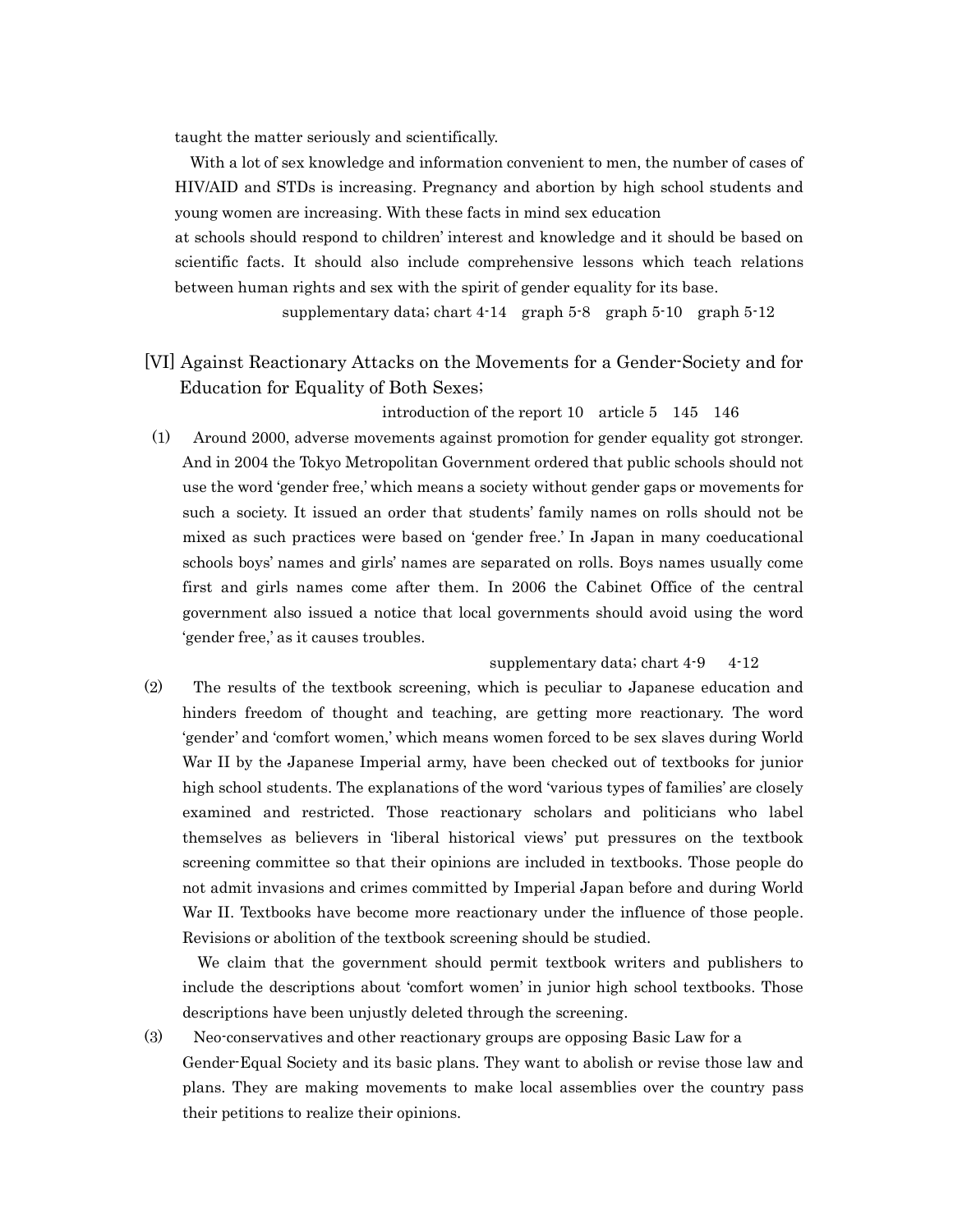taught the matter seriously and scientifically.

With a lot of sex knowledge and information convenient to men, the number of cases of HIV/AID and STDs is increasing. Pregnancy and abortion by high school students and young women are increasing. With these facts in mind sex education at schools should respond to children' interest and knowledge and it should be based on scientific facts. It should also include comprehensive lessons which teach relations between human rights and sex with the spirit of gender equality for its base.

supplementary data; chart 4-14　graph 5-8　graph 5-10　graph 5-12

## [VI] Against Reactionary Attacks on the Movements for a Gender-Society and for Education for Equality of Both Sexes;

introduction of the report 10　article 5　145　146

(1) Around 2000, adverse movements against promotion for gender equality got stronger. And in 2004 the Tokyo Metropolitan Government ordered that public schools should not use the word 'gender free,' which means a society without gender gaps or movements for such a society. It issued an order that students' family names on rolls should not be mixed as such practices were based on 'gender free.' In Japan in many coeducational schools boys' names and girls' names are separated on rolls. Boys names usually come first and girls names come after them. In 2006 the Cabinet Office of the central government also issued a notice that local governments should avoid using the word 'gender free,' as it causes troubles.

supplementary data; chart 4-9　4-12

(2) The results of the textbook screening, which is peculiar to Japanese education and hinders freedom of thought and teaching, are getting more reactionary. The word 'gender' and 'comfort women,' which means women forced to be sex slaves during World War II by the Japanese Imperial army, have been checked out of textbooks for junior high school students. The explanations of the word 'various types of families' are closely examined and restricted. Those reactionary scholars and politicians who label themselves as believers in 'liberal historical views' put pressures on the textbook screening committee so that their opinions are included in textbooks. Those people do not admit invasions and crimes committed by Imperial Japan before and during World War II. Textbooks have become more reactionary under the influence of those people. Revisions or abolition of the textbook screening should be studied.

We claim that the government should permit textbook writers and publishers to include the descriptions about 'comfort women' in junior high school textbooks. Those descriptions have been unjustly deleted through the screening.

(3) Neo-conservatives and other reactionary groups are opposing Basic Law for a Gender-Equal Society and its basic plans. They want to abolish or revise those law and plans. They are making movements to make local assemblies over the country pass their petitions to realize their opinions.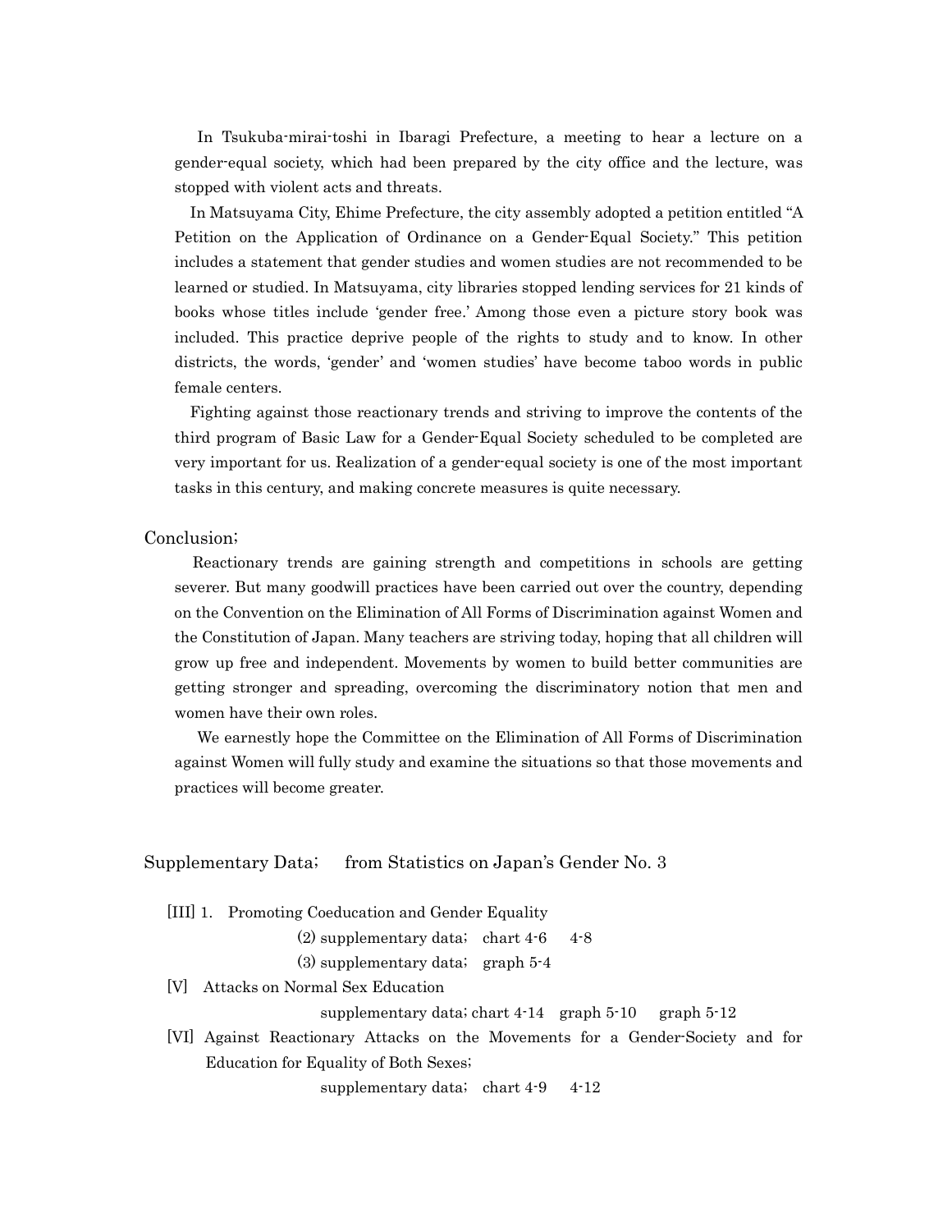In Tsukuba-mirai-toshi in Ibaragi Prefecture, a meeting to hear a lecture on a gender-equal society, which had been prepared by the city office and the lecture, was stopped with violent acts and threats.

In Matsuyama City, Ehime Prefecture, the city assembly adopted a petition entitled "A Petition on the Application of Ordinance on a Gender-Equal Society." This petition includes a statement that gender studies and women studies are not recommended to be learned or studied. In Matsuyama, city libraries stopped lending services for 21 kinds of books whose titles include 'gender free.' Among those even a picture story book was included. This practice deprive people of the rights to study and to know. In other districts, the words, 'gender' and 'women studies' have become taboo words in public female centers.

Fighting against those reactionary trends and striving to improve the contents of the third program of Basic Law for a Gender-Equal Society scheduled to be completed are very important for us. Realization of a gender-equal society is one of the most important tasks in this century, and making concrete measures is quite necessary.

## Conclusion;

Reactionary trends are gaining strength and competitions in schools are getting severer. But many goodwill practices have been carried out over the country, depending on the Convention on the Elimination of All Forms of Discrimination against Women and the Constitution of Japan. Many teachers are striving today, hoping that all children will grow up free and independent. Movements by women to build better communities are getting stronger and spreading, overcoming the discriminatory notion that men and women have their own roles.

We earnestly hope the Committee on the Elimination of All Forms of Discrimination against Women will fully study and examine the situations so that those movements and practices will become greater.

## Supplementary Data; from Statistics on Japan's Gender No. 3

[III] 1. Promoting Coeducation and Gender Equality

(2) supplementary data; chart 4-6 4-8

(3) supplementary data; graph 5-4

[V] Attacks on Normal Sex Education

supplementary data; chart 4-14 graph 5-10 graph 5-12

[VI] Against Reactionary Attacks on the Movements for a Gender-Society and for Education for Equality of Both Sexes;

supplementary data; chart 4-9 4-12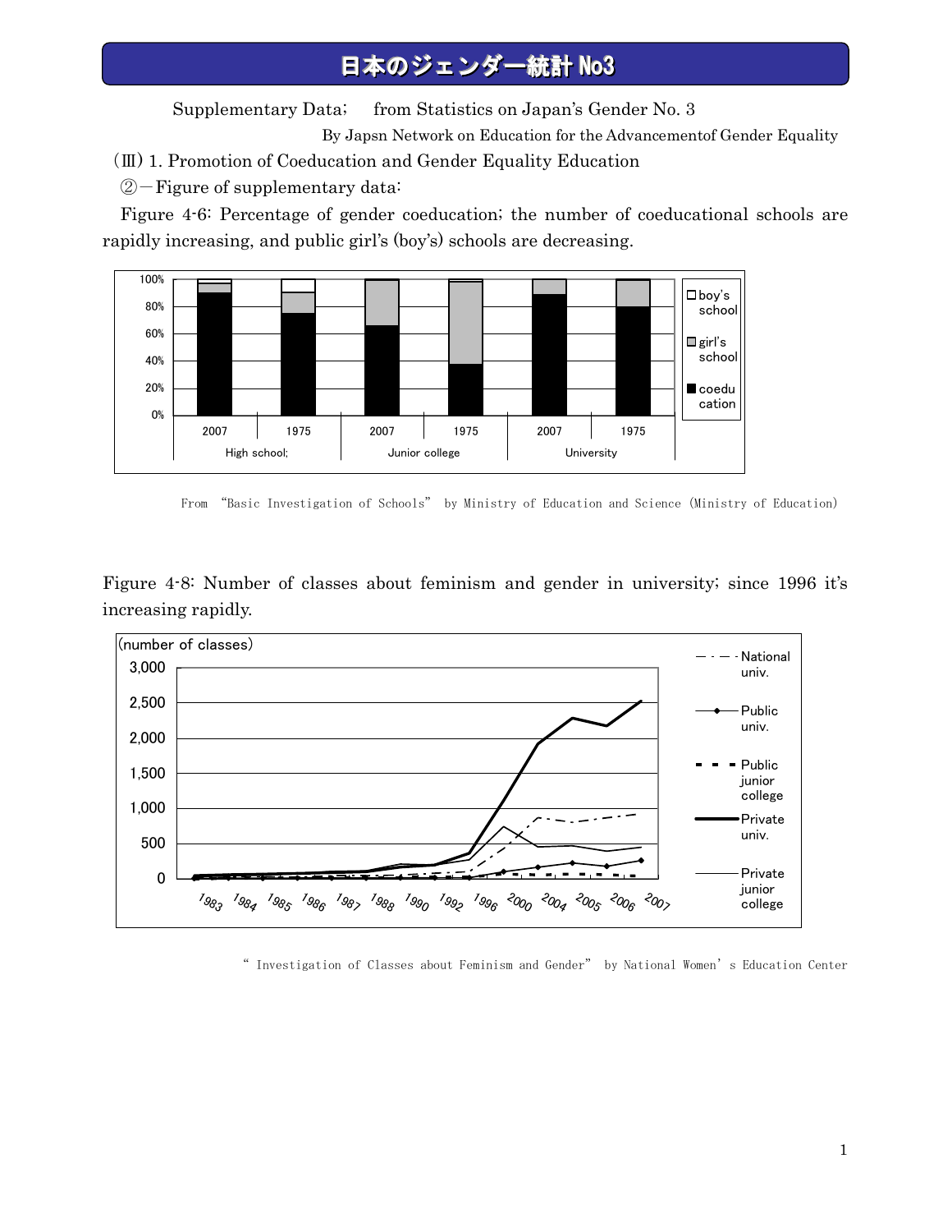# 日本のジェンダー統計 No3

Supplementary Data;　from Statistics on Japan's Gender No. 3

By Japsn Network on Education for the Advancementof Gender Equality

(Ⅲ) 1. Promotion of Coeducation and Gender Equality Education

②－Figure of supplementary data:

Figure 4-6: Percentage of gender coeducation; the number of coeducational schools are rapidly increasing, and public girl's (boy's) schools are decreasing.

From "Basic Investigation of Schools" by Ministry of Education and Science (Ministry of Education)

Figure 4-8: Number of classes about feminism and gender in university; since 1996 it's increasing rapidly.

" Investigation of Classes about Feminism and Gender" by National Women's Education Center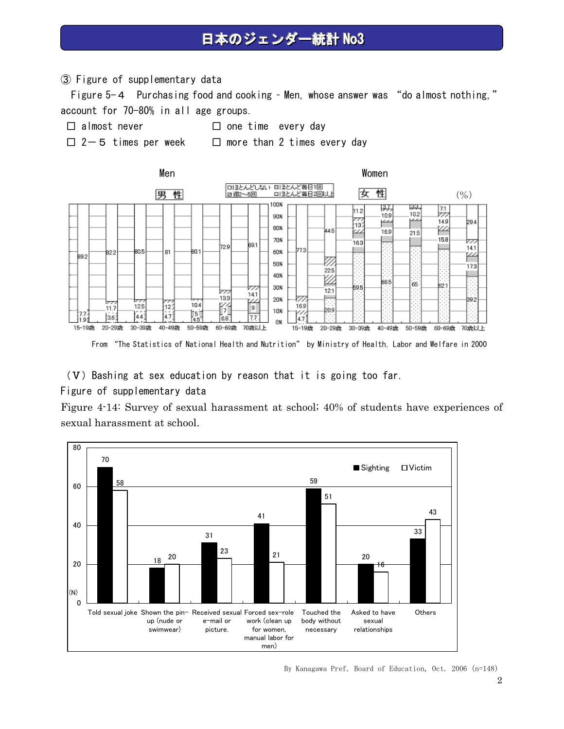# 日本のジェンダー統計 No3

③ Figure of supplementary data

Figure 5-４ Purchasing food and cooking - Men, whose answer was "do almost nothing," account for 70-80% in all age groups.

- □ almost never　　□ one time every day
- □ 2－５ times per week　　□ more than 2 times every day

Men　　Women

男 性　　女 性　(%)

□ほとんどしない □ほとんど毎日1回
▨週2～5回　□ほとんど毎日2回以上

| 男性 | 15-19歳 | 20-29歳 | 30-39歳 | 40-49歳 | 50-59歳 | 60-69歳 | 70歳以上 |
|---|---|---|---|---|---|---|---|
| ほとんどしない | 89.2 | 82.2 | 80.5 | 81 | 80.1 | 72.9 | 69.1 |
| 週2～5回 | 7.7 | 11.7 | 12.5 | 12 | 10.4 | 13.3 | 14.1 |
| ほとんど毎日1回 | 1.9 | 3.6 | 4.4 | 4.7 | 5 | 7 | 9 |
| ほとんど毎日2回以上 | | | | | 4.5 | 6.8 | 7.7 |

| 女性 | 15-19歳 | 20-29歳 | 30-39歳 | 40-49歳 | 50-59歳 | 60-69歳 | 70歳以上 |
|---|---|---|---|---|---|---|---|
| ほとんどしない | 77.3 | 44.5 | 11.2 | 3.7 | 3.3 | 7.1 | 29.4 |
| 週2～5回 | 16.9 | 22.5 | 13 | 10.9 | 10.2 | 14.9 | 14.1 |
| ほとんど毎日1回 | | 12.1 | 16.3 | 16.9 | 21.5 | 15.8 | 17.3 |
| ほとんど毎日2回以上 | 4.7 | 20.9 | 59.5 | 68.5 | 65 | 62.1 | 39.2 |

From "The Statistics of National Health and Nutrition" by Ministry of Health, Labor and Welfare in 2000

（Ｖ）Bashing at sex education by reason that it is going too far.

Figure of supplementary data

Figure 4-14: Survey of sexual harassment at school; 40% of students have experiences of sexual harassment at school.

| (N) | Sighting | Victim |
|---|---|---|
| Told sexual joke | 70 | 58 |
| Shown the pin-up (nude or swimwear) | 18 | 20 |
| Received sexual e-mail or picture. | 31 | 23 |
| Forced sex-role work (clean up for women, manual labor for men) | 41 | 21 |
| Touched the body without necessary | 59 | 51 |
| Asked to have sexual relationships | 20 | 16 |
| Others | 33 | 43 |

By Kanagawa Pref. Board of Education, Oct. 2006 (n=148)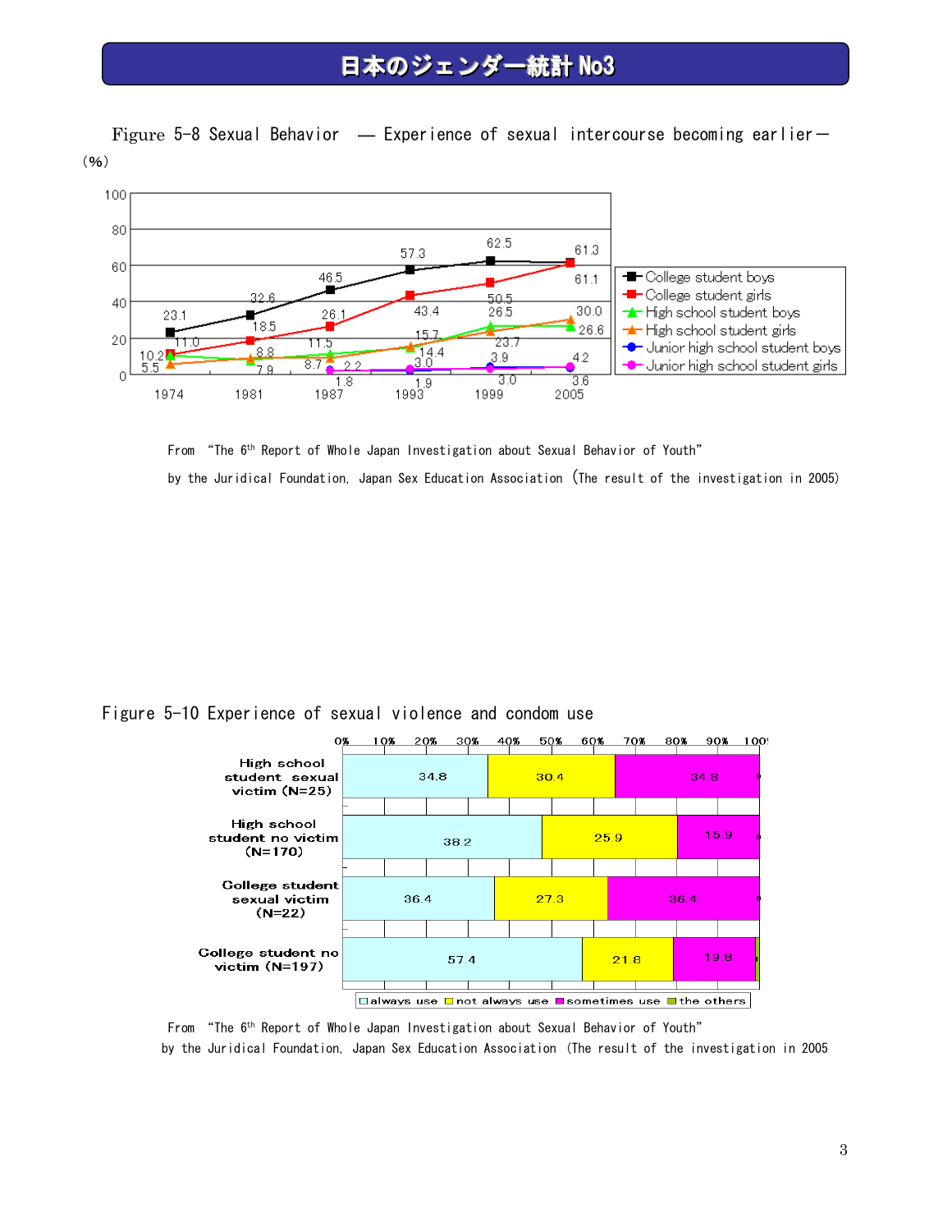# 日本のジェンダー統計 No3

Figure 5-8 Sexual Behavior ― Experience of sexual intercourse becoming earlier―

(%)

| | 1974 | 1981 | 1987 | 1993 | 1999 | 2005 |
|---|---|---|---|---|---|---|
| College student boys | 23.1 | 32.6 | 46.5 | 57.3 | 62.5 | 61.3 |
| College student girls | 11.0 | 18.5 | 26.1 | 43.4 | 50.5 | 61.1 |
| High school student boys | 10.2 | 7.9 | 11.5 | 14.4 | 26.5 | 26.6 |
| High school student girls | 5.5 | 8.8 | 8.7 | 15.7 | 23.7 | 30.0 |
| Junior high school student boys | | | 2.2 | 1.9 | 3.9 | 3.6 |
| Junior high school student girls | | | 1.8 | 3.0 | 3.0 | 4.2 |

From "The 6th Report of Whole Japan Investigation about Sexual Behavior of Youth"

by the Juridical Foundation, Japan Sex Education Association (The result of the investigation in 2005)

Figure 5-10 Experience of sexual violence and condom use

| | always use | not always use | sometimes use | the others |
|---|---|---|---|---|
| High school student sexual victim (N=25) | 34.8 | 30.4 | 34.8 | |
| High school student no victim (N=170) | 38.2 | 25.9 | 15.9 | |
| College student sexual victim (N=22) | 36.4 | 27.3 | 36.4 | |
| College student no victim (N=197) | 57.4 | 21.8 | 19.8 | |

From "The 6th Report of Whole Japan Investigation about Sexual Behavior of Youth"

by the Juridical Foundation, Japan Sex Education Association (The result of the investigation in 2005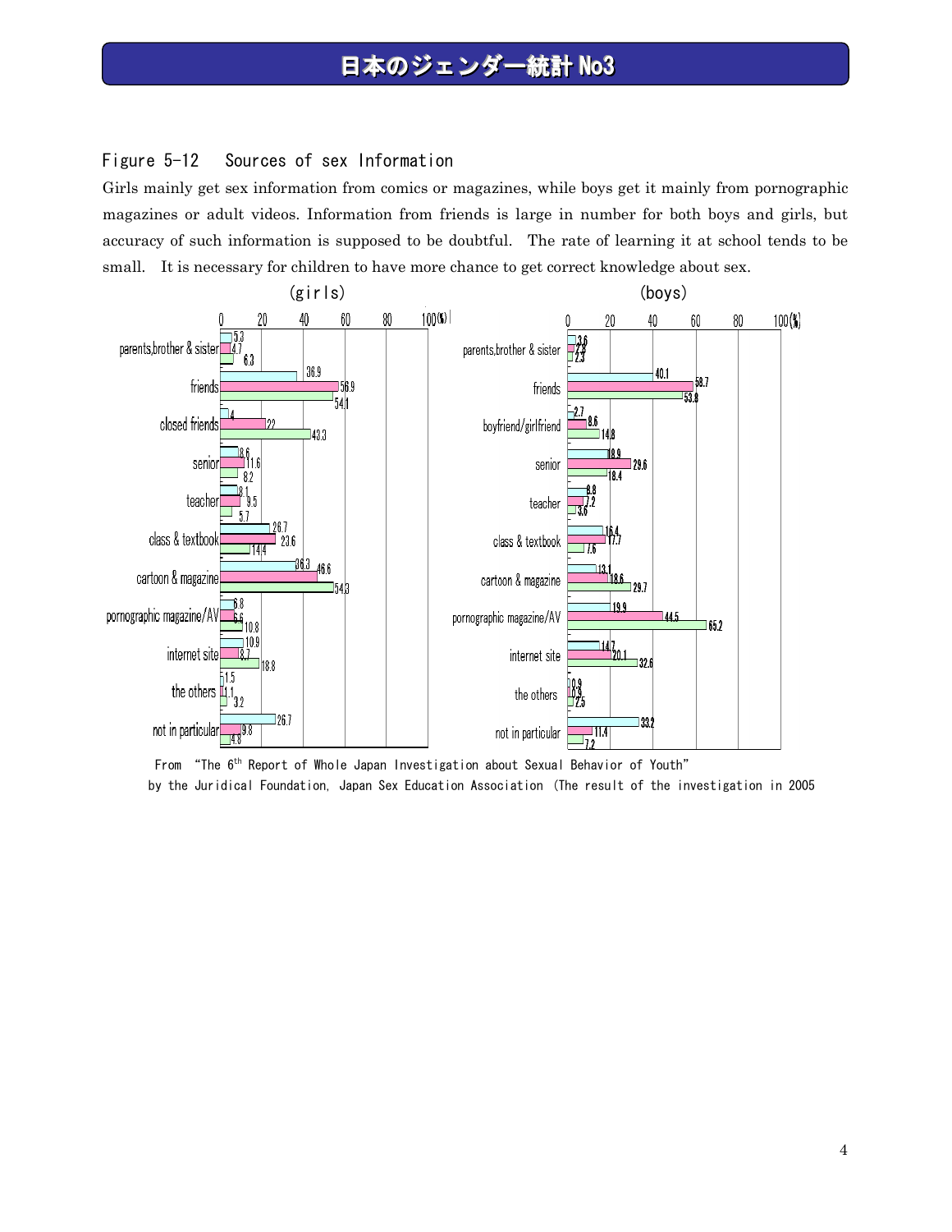## Figure 5-12　Sources of sex Information

Girls mainly get sex information from comics or magazines, while boys get it mainly from pornographic magazines or adult videos. Information from friends is large in number for both boys and girls, but accuracy of such information is supposed to be doubtful. The rate of learning it at school tends to be small. It is necessary for children to have more chance to get correct knowledge about sex.

(girls) (%)

| | | | |
|---|---|---|---|
| parents,brother & sister | 5.3 | 4.7 | 6.3 |
| friends | 36.9 | 56.9 | 54.1 |
| closed friends | 4 | 22 | 43.3 |
| senior | 8.6 | 11.6 | 8.2 |
| teacher | 8.1 | 9.5 | 5.7 |
| class & textbook | 26.7 | 23.6 | 14.4 |
| cartoon & magazine | 36.3 | 46.6 | 54.3 |
| pornographic magazine/AV | 6.8 | 6.6 | 10.8 |
| internet site | 10.9 | 8.7 | 18.8 |
| the others | 1.5 | 1.1 | 3.2 |
| not in particular | 26.7 | 9.8 | 4.8 |

(boys) (%)

| | | | |
|---|---|---|---|
| parents,brother & sister | 3.6 | 2.8 | 2.3 |
| friends | 40.1 | 58.7 | 53.8 |
| boyfriend/girlfriend | 2.7 | 8.6 | 14.8 |
| senior | 18.9 | 29.6 | 18.4 |
| teacher | 8.8 | 7.2 | 3.6 |
| class & textbook | 16.4 | 17.7 | 7.6 |
| cartoon & magazine | 13.1 | 18.6 | 29.7 |
| pornographic magazine/AV | 19.9 | 44.5 | 65.2 |
| internet site | 14.7 | 20.1 | 32.6 |
| the others | 0.9 | 0.9 | 2.5 |
| not in particular | 33.2 | 11.4 | 7.2 |

From "The 6[th] Report of Whole Japan Investigation about Sexual Behavior of Youth" by the Juridical Foundation, Japan Sex Education Association (The result of the investigation in 2005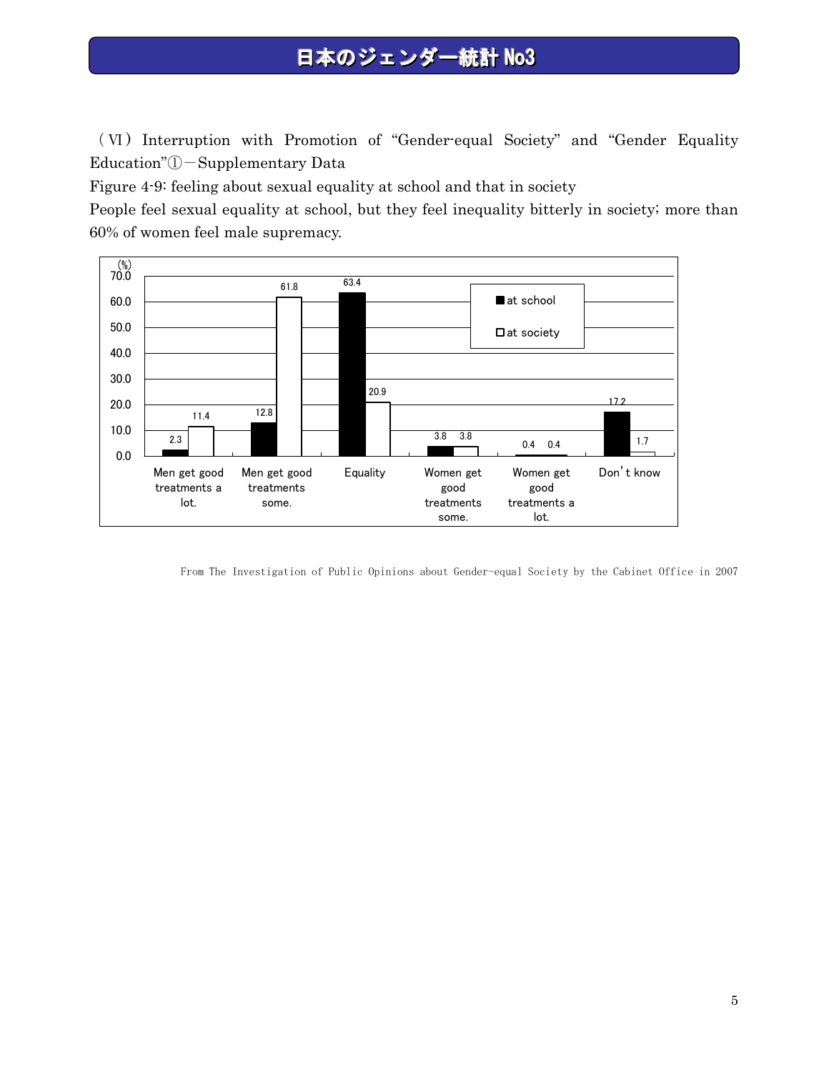（Ⅵ）Interruption with Promotion of "Gender-equal Society" and "Gender Equality Education"①－Supplementary Data

Figure 4-9: feeling about sexual equality at school and that in society

People feel sexual equality at school, but they feel inequality bitterly in society; more than 60% of women feel male supremacy.

| (%) | Men get good treatments a lot. | Men get good treatments some. | Equality | Women get good treatments some. | Women get good treatments a lot. | Don't know |
|---|---|---|---|---|---|---|
| at school | 2.3 | 12.8 | 63.4 | 3.8 | 0.4 | 17.2 |
| at society | 11.4 | 61.8 | 20.9 | 3.8 | 0.4 | 1.7 |

From The Investigation of Public Opinions about Gender-equal Society by the Cabinet Office in 2007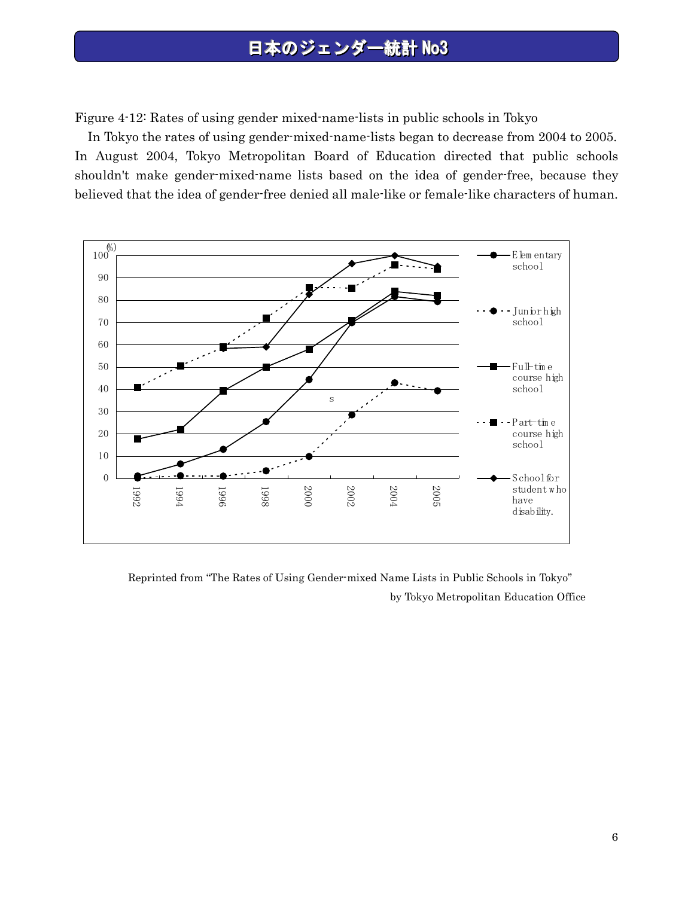Figure 4-12: Rates of using gender mixed-name-lists in public schools in Tokyo

In Tokyo the rates of using gender-mixed-name-lists began to decrease from 2004 to 2005. In August 2004, Tokyo Metropolitan Board of Education directed that public schools shouldn't make gender-mixed-name lists based on the idea of gender-free, because they believed that the idea of gender-free denied all male-like or female-like characters of human.

(%)
100
90
80
70
60
50
40
30
20
10
0

1992
1994
1996
1998
2000
2002
2004
2005

s

Elementary school
Junior high school
Full-time course high school
Part-time course high school
School for student who have disability.

Reprinted from "The Rates of Using Gender-mixed Name Lists in Public Schools in Tokyo" by Tokyo Metropolitan Education Office